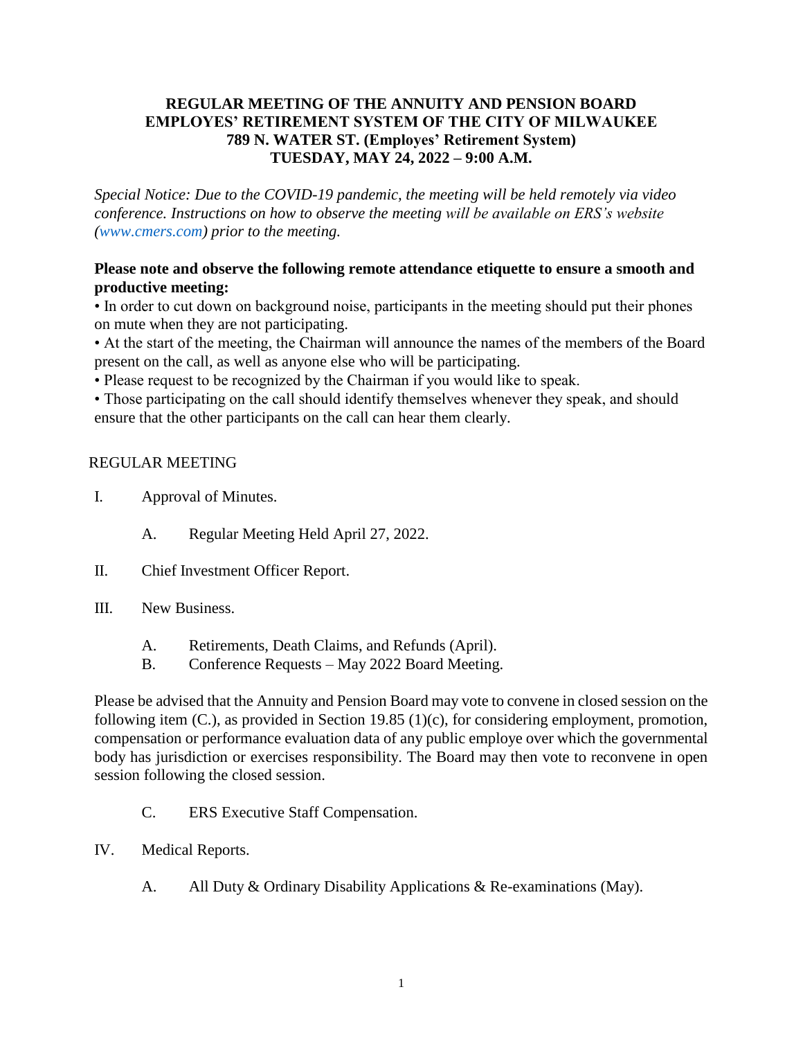# REGULAR MEETING OF THE ANNUITY AND PENSION BOARD
# EMPLOYES' RETIREMENT SYSTEM OF THE CITY OF MILWAUKEE
# 789 N. WATER ST. (Employes' Retirement System)
# TUESDAY, MAY 24, 2022 – 9:00 A.M.

*Special Notice: Due to the COVID-19 pandemic, the meeting will be held remotely via video conference. Instructions on how to observe the meeting will be available on ERS's website (www.cmers.com) prior to the meeting.*

**Please note and observe the following remote attendance etiquette to ensure a smooth and productive meeting:**

- In order to cut down on background noise, participants in the meeting should put their phones on mute when they are not participating.
- At the start of the meeting, the Chairman will announce the names of the members of the Board present on the call, as well as anyone else who will be participating.
- Please request to be recognized by the Chairman if you would like to speak.
- Those participating on the call should identify themselves whenever they speak, and should ensure that the other participants on the call can hear them clearly.

REGULAR MEETING

I. Approval of Minutes.

   A. Regular Meeting Held April 27, 2022.

II. Chief Investment Officer Report.

III. New Business.

   A. Retirements, Death Claims, and Refunds (April).
   B. Conference Requests – May 2022 Board Meeting.

Please be advised that the Annuity and Pension Board may vote to convene in closed session on the following item (C.), as provided in Section 19.85 (1)(c), for considering employment, promotion, compensation or performance evaluation data of any public employe over which the governmental body has jurisdiction or exercises responsibility. The Board may then vote to reconvene in open session following the closed session.

   C. ERS Executive Staff Compensation.

IV. Medical Reports.

   A. All Duty & Ordinary Disability Applications & Re-examinations (May).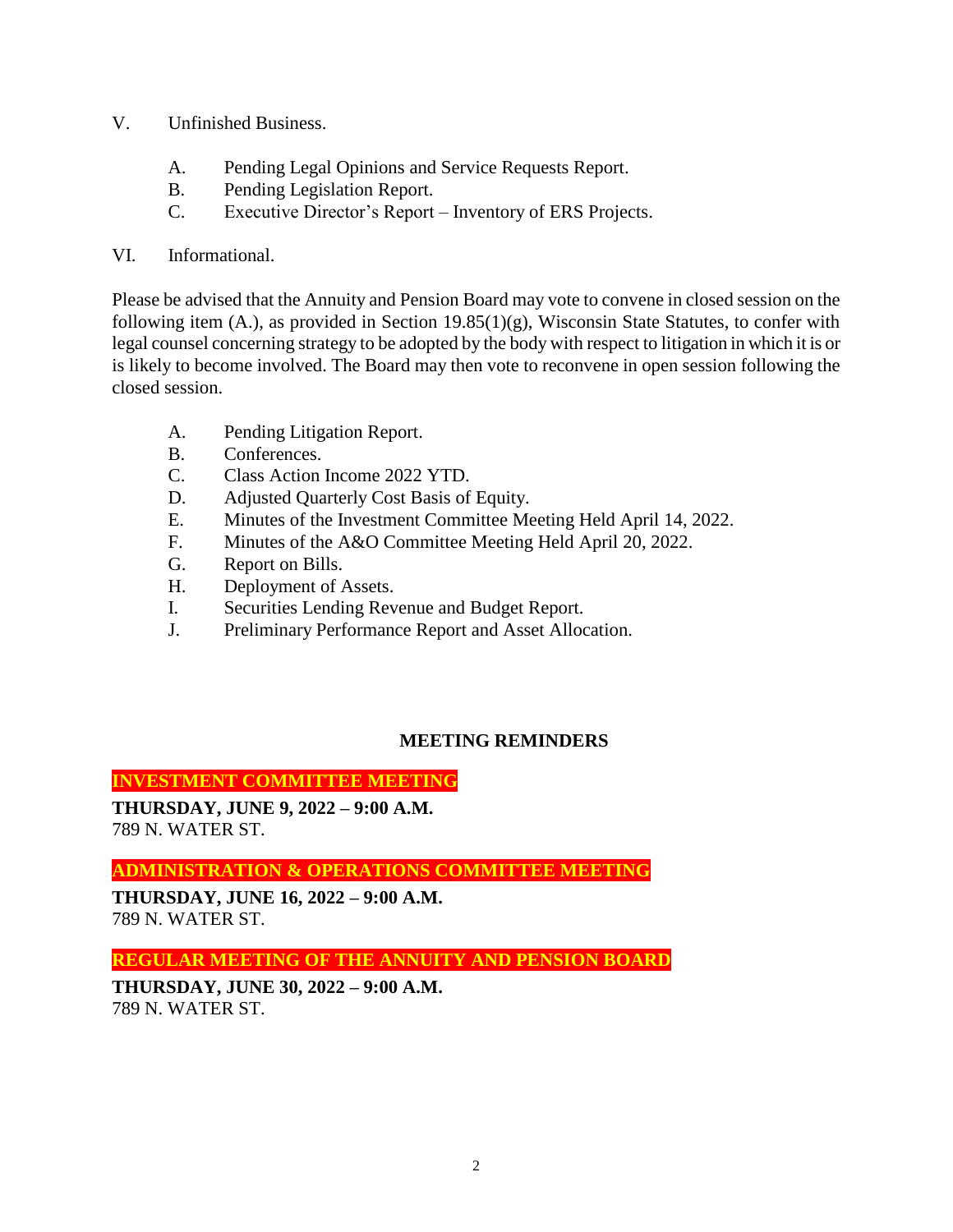V. Unfinished Business.

   A. Pending Legal Opinions and Service Requests Report.
   B. Pending Legislation Report.
   C. Executive Director's Report – Inventory of ERS Projects.

VI. Informational.

Please be advised that the Annuity and Pension Board may vote to convene in closed session on the following item (A.), as provided in Section 19.85(1)(g), Wisconsin State Statutes, to confer with legal counsel concerning strategy to be adopted by the body with respect to litigation in which it is or is likely to become involved. The Board may then vote to reconvene in open session following the closed session.

   A. Pending Litigation Report.
   B. Conferences.
   C. Class Action Income 2022 YTD.
   D. Adjusted Quarterly Cost Basis of Equity.
   E. Minutes of the Investment Committee Meeting Held April 14, 2022.
   F. Minutes of the A&O Committee Meeting Held April 20, 2022.
   G. Report on Bills.
   H. Deployment of Assets.
   I. Securities Lending Revenue and Budget Report.
   J. Preliminary Performance Report and Asset Allocation.

## MEETING REMINDERS

**INVESTMENT COMMITTEE MEETING**

**THURSDAY, JUNE 9, 2022 – 9:00 A.M.**
789 N. WATER ST.

**ADMINISTRATION & OPERATIONS COMMITTEE MEETING**

**THURSDAY, JUNE 16, 2022 – 9:00 A.M.**
789 N. WATER ST.

**REGULAR MEETING OF THE ANNUITY AND PENSION BOARD**

**THURSDAY, JUNE 30, 2022 – 9:00 A.M.**
789 N. WATER ST.